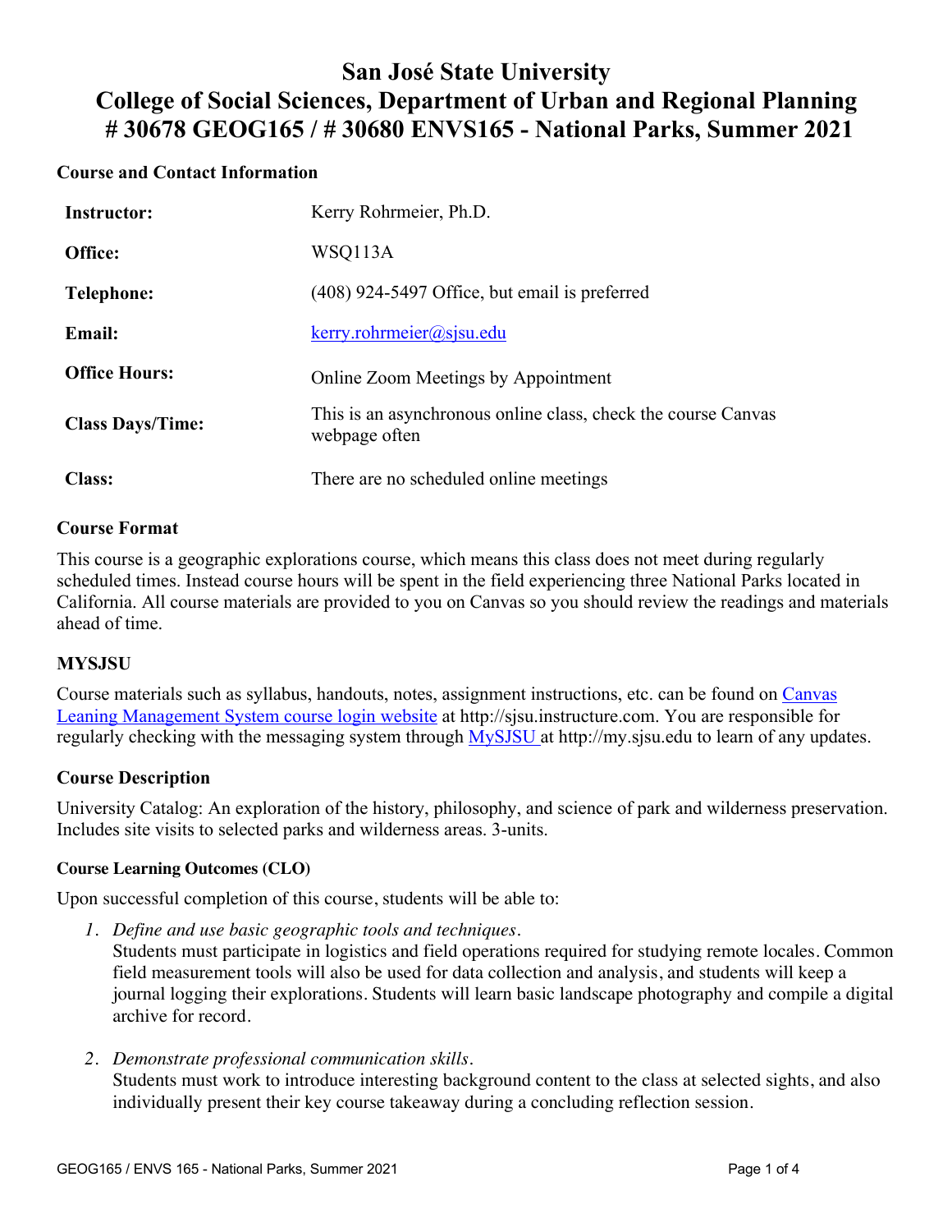# San José State University
# College of Social Sciences, Department of Urban and Regional Planning
# # 30678 GEOG165 / # 30680 ENVS165 - National Parks, Summer 2021

## Course and Contact Information

| | |
|---|---|
| **Instructor:** | Kerry Rohrmeier, Ph.D. |
| **Office:** | WSQ113A |
| **Telephone:** | (408) 924-5497 Office, but email is preferred |
| **Email:** | kerry.rohrmeier@sjsu.edu |
| **Office Hours:** | Online Zoom Meetings by Appointment |
| **Class Days/Time:** | This is an asynchronous online class, check the course Canvas webpage often |
| **Class:** | There are no scheduled online meetings |

## Course Format

This course is a geographic explorations course, which means this class does not meet during regularly scheduled times. Instead course hours will be spent in the field experiencing three National Parks located in California. All course materials are provided to you on Canvas so you should review the readings and materials ahead of time.

## MYSJSU

Course materials such as syllabus, handouts, notes, assignment instructions, etc. can be found on Canvas Leaning Management System course login website at http://sjsu.instructure.com. You are responsible for regularly checking with the messaging system through MySJSU at http://my.sjsu.edu to learn of any updates.

## Course Description

University Catalog: An exploration of the history, philosophy, and science of park and wilderness preservation. Includes site visits to selected parks and wilderness areas. 3-units.

### Course Learning Outcomes (CLO)

Upon successful completion of this course, students will be able to:

1. *Define and use basic geographic tools and techniques.*
   Students must participate in logistics and field operations required for studying remote locales. Common field measurement tools will also be used for data collection and analysis, and students will keep a journal logging their explorations. Students will learn basic landscape photography and compile a digital archive for record.

2. *Demonstrate professional communication skills.*
   Students must work to introduce interesting background content to the class at selected sights, and also individually present their key course takeaway during a concluding reflection session.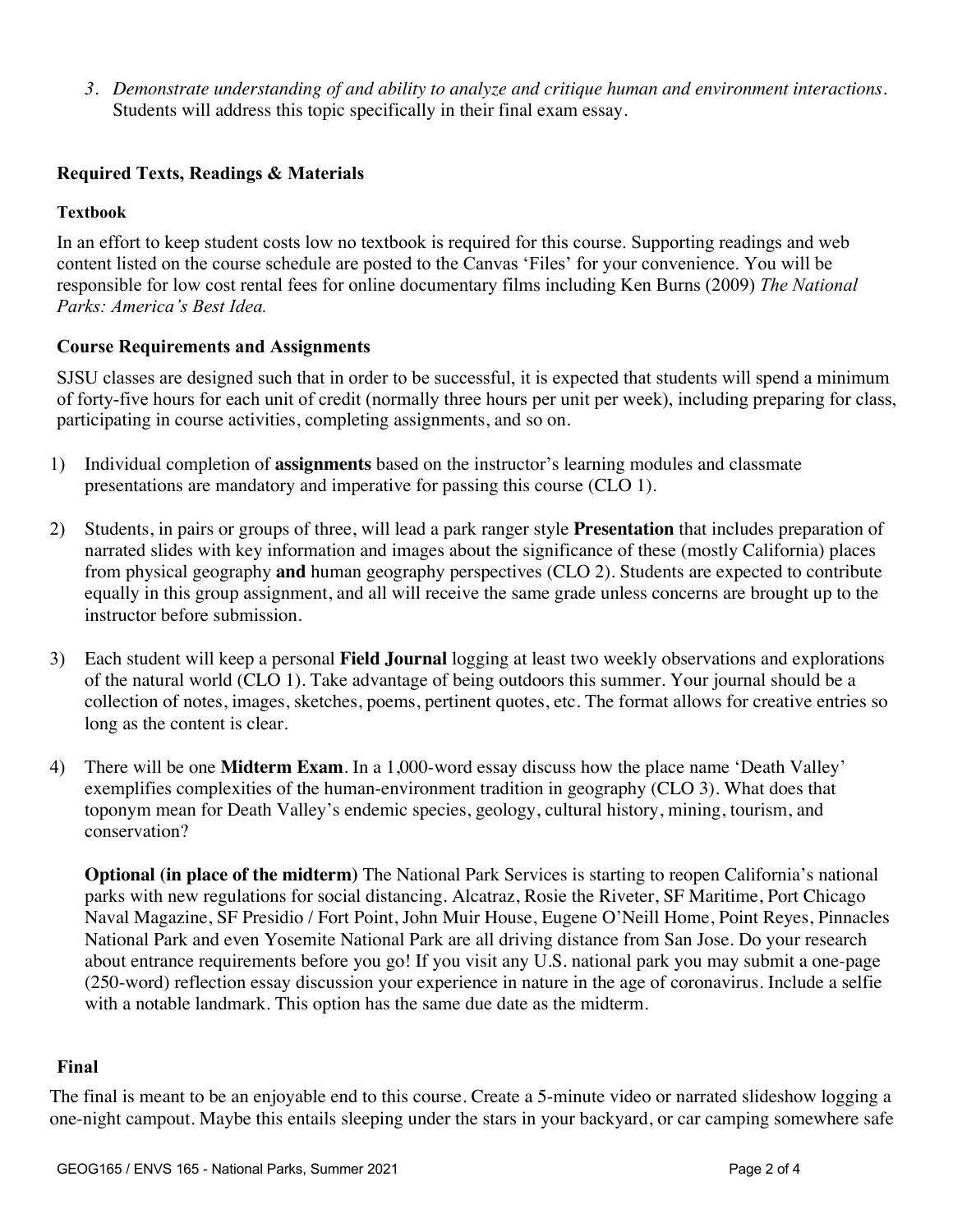3. *Demonstrate understanding of and ability to analyze and critique human and environment interactions.* Students will address this topic specifically in their final exam essay.

## Required Texts, Readings & Materials

### Textbook

In an effort to keep student costs low no textbook is required for this course. Supporting readings and web content listed on the course schedule are posted to the Canvas 'Files' for your convenience. You will be responsible for low cost rental fees for online documentary films including Ken Burns (2009) *The National Parks: America's Best Idea.*

### Course Requirements and Assignments

SJSU classes are designed such that in order to be successful, it is expected that students will spend a minimum of forty-five hours for each unit of credit (normally three hours per unit per week), including preparing for class, participating in course activities, completing assignments, and so on.

1) Individual completion of **assignments** based on the instructor's learning modules and classmate presentations are mandatory and imperative for passing this course (CLO 1).

2) Students, in pairs or groups of three, will lead a park ranger style **Presentation** that includes preparation of narrated slides with key information and images about the significance of these (mostly California) places from physical geography **and** human geography perspectives (CLO 2). Students are expected to contribute equally in this group assignment, and all will receive the same grade unless concerns are brought up to the instructor before submission.

3) Each student will keep a personal **Field Journal** logging at least two weekly observations and explorations of the natural world (CLO 1). Take advantage of being outdoors this summer. Your journal should be a collection of notes, images, sketches, poems, pertinent quotes, etc. The format allows for creative entries so long as the content is clear.

4) There will be one **Midterm Exam**. In a 1,000-word essay discuss how the place name 'Death Valley' exemplifies complexities of the human-environment tradition in geography (CLO 3). What does that toponym mean for Death Valley's endemic species, geology, cultural history, mining, tourism, and conservation?

   **Optional (in place of the midterm)** The National Park Services is starting to reopen California's national parks with new regulations for social distancing. Alcatraz, Rosie the Riveter, SF Maritime, Port Chicago Naval Magazine, SF Presidio / Fort Point, John Muir House, Eugene O'Neill Home, Point Reyes, Pinnacles National Park and even Yosemite National Park are all driving distance from San Jose. Do your research about entrance requirements before you go! If you visit any U.S. national park you may submit a one-page (250-word) reflection essay discussion your experience in nature in the age of coronavirus. Include a selfie with a notable landmark. This option has the same due date as the midterm.

### Final

The final is meant to be an enjoyable end to this course. Create a 5-minute video or narrated slideshow logging a one-night campout. Maybe this entails sleeping under the stars in your backyard, or car camping somewhere safe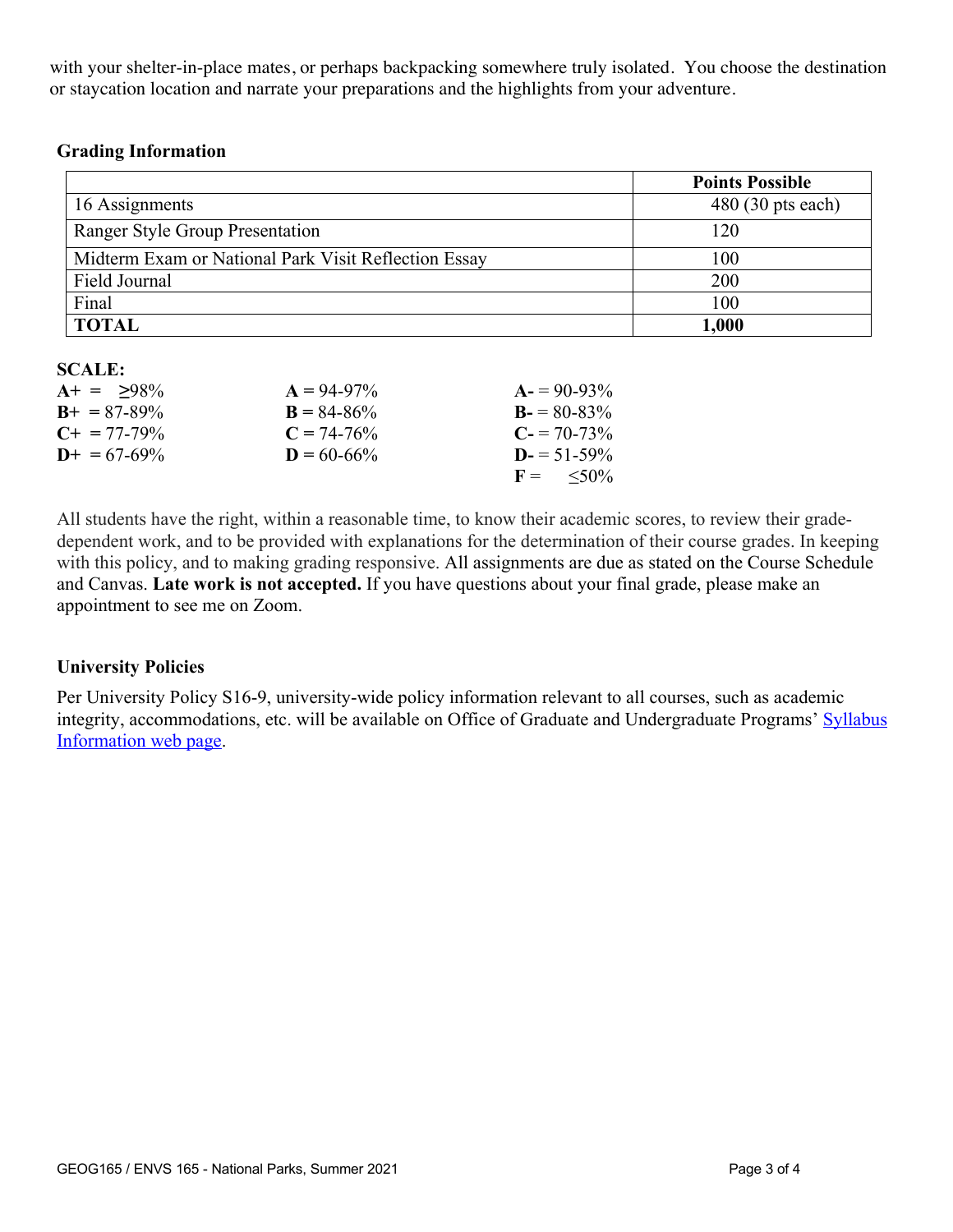with your shelter-in-place mates, or perhaps backpacking somewhere truly isolated. You choose the destination or staycation location and narrate your preparations and the highlights from your adventure.

### Grading Information

| | Points Possible |
|---|---|
| 16 Assignments | 480 (30 pts each) |
| Ranger Style Group Presentation | 120 |
| Midterm Exam or National Park Visit Reflection Essay | 100 |
| Field Journal | 200 |
| Final | 100 |
| **TOTAL** | **1,000** |

**SCALE:**

| | | |
|---|---|---|
| **A+** = ≥98% | **A** = 94-97% | **A-** = 90-93% |
| **B+** = 87-89% | **B** = 84-86% | **B-** = 80-83% |
| **C+** = 77-79% | **C** = 74-76% | **C-** = 70-73% |
| **D+** = 67-69% | **D** = 60-66% | **D-** = 51-59% |
| | | **F** = ≤50% |

All students have the right, within a reasonable time, to know their academic scores, to review their grade-dependent work, and to be provided with explanations for the determination of their course grades. In keeping with this policy, and to making grading responsive. All assignments are due as stated on the Course Schedule and Canvas. **Late work is not accepted.** If you have questions about your final grade, please make an appointment to see me on Zoom.

### University Policies

Per University Policy S16-9, university-wide policy information relevant to all courses, such as academic integrity, accommodations, etc. will be available on Office of Graduate and Undergraduate Programs' Syllabus Information web page.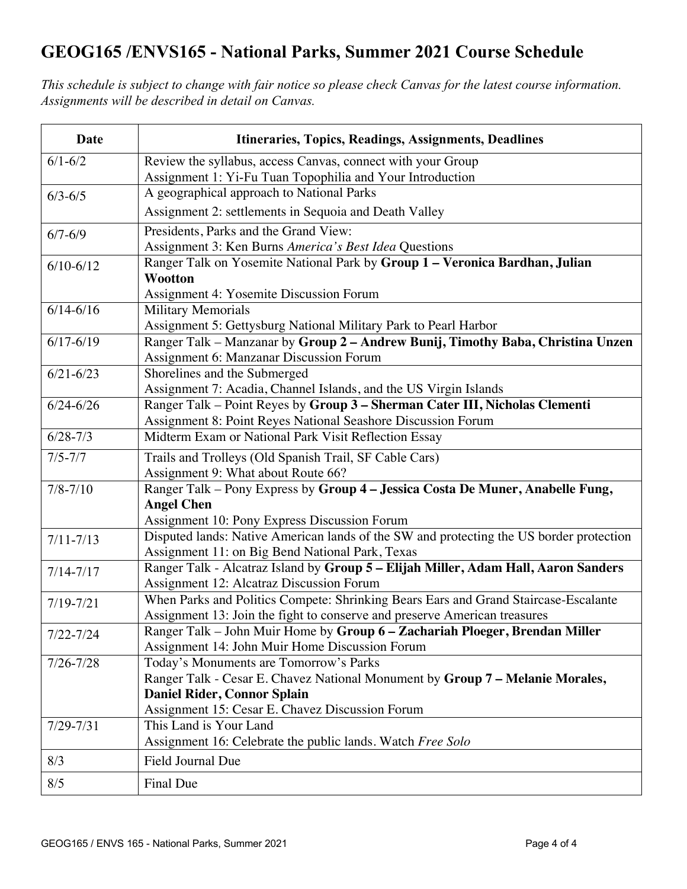# GEOG165 /ENVS165 - National Parks, Summer 2021 Course Schedule

*This schedule is subject to change with fair notice so please check Canvas for the latest course information. Assignments will be described in detail on Canvas.*

| Date | Itineraries, Topics, Readings, Assignments, Deadlines |
|---|---|
| 6/1-6/2 | Review the syllabus, access Canvas, connect with your Group<br>Assignment 1: Yi-Fu Tuan Topophilia and Your Introduction |
| 6/3-6/5 | A geographical approach to National Parks<br>Assignment 2: settlements in Sequoia and Death Valley |
| 6/7-6/9 | Presidents, Parks and the Grand View:<br>Assignment 3: Ken Burns *America's Best Idea* Questions |
| 6/10-6/12 | Ranger Talk on Yosemite National Park by **Group 1 – Veronica Bardhan, Julian Wootton**<br>Assignment 4: Yosemite Discussion Forum |
| 6/14-6/16 | Military Memorials<br>Assignment 5: Gettysburg National Military Park to Pearl Harbor |
| 6/17-6/19 | Ranger Talk – Manzanar by **Group 2 – Andrew Bunij, Timothy Baba, Christina Unzen**<br>Assignment 6: Manzanar Discussion Forum |
| 6/21-6/23 | Shorelines and the Submerged<br>Assignment 7: Acadia, Channel Islands, and the US Virgin Islands |
| 6/24-6/26 | Ranger Talk – Point Reyes by **Group 3 – Sherman Cater III, Nicholas Clementi**<br>Assignment 8: Point Reyes National Seashore Discussion Forum |
| 6/28-7/3 | Midterm Exam or National Park Visit Reflection Essay |
| 7/5-7/7 | Trails and Trolleys (Old Spanish Trail, SF Cable Cars)<br>Assignment 9: What about Route 66? |
| 7/8-7/10 | Ranger Talk – Pony Express by **Group 4 – Jessica Costa De Muner, Anabelle Fung, Angel Chen**<br>Assignment 10: Pony Express Discussion Forum |
| 7/11-7/13 | Disputed lands: Native American lands of the SW and protecting the US border protection<br>Assignment 11: on Big Bend National Park, Texas |
| 7/14-7/17 | Ranger Talk - Alcatraz Island by **Group 5 – Elijah Miller, Adam Hall, Aaron Sanders**<br>Assignment 12: Alcatraz Discussion Forum |
| 7/19-7/21 | When Parks and Politics Compete: Shrinking Bears Ears and Grand Staircase-Escalante<br>Assignment 13: Join the fight to conserve and preserve American treasures |
| 7/22-7/24 | Ranger Talk – John Muir Home by **Group 6 – Zachariah Ploeger, Brendan Miller**<br>Assignment 14: John Muir Home Discussion Forum |
| 7/26-7/28 | Today's Monuments are Tomorrow's Parks<br>Ranger Talk - Cesar E. Chavez National Monument by **Group 7 – Melanie Morales, Daniel Rider, Connor Splain**<br>Assignment 15: Cesar E. Chavez Discussion Forum |
| 7/29-7/31 | This Land is Your Land<br>Assignment 16: Celebrate the public lands. Watch *Free Solo* |
| 8/3 | Field Journal Due |
| 8/5 | Final Due |